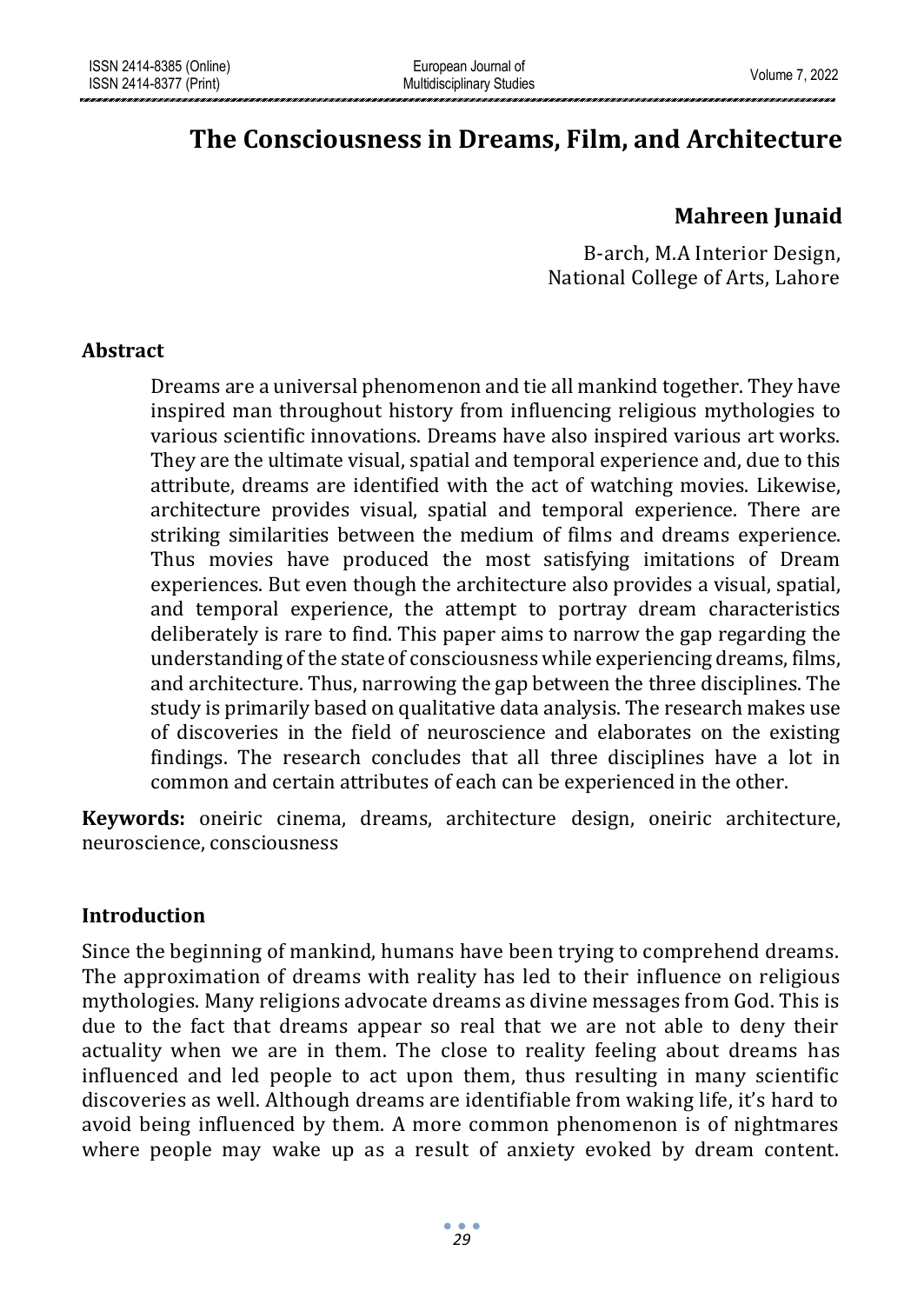# The Consciousness in Dreams, Film, and Architecture

**Mahreen Junaid**

B-arch, M.A Interior Design,
National College of Arts, Lahore

## Abstract

Dreams are a universal phenomenon and tie all mankind together. They have inspired man throughout history from influencing religious mythologies to various scientific innovations. Dreams have also inspired various art works. They are the ultimate visual, spatial and temporal experience and, due to this attribute, dreams are identified with the act of watching movies. Likewise, architecture provides visual, spatial and temporal experience. There are striking similarities between the medium of films and dreams experience. Thus movies have produced the most satisfying imitations of Dream experiences. But even though the architecture also provides a visual, spatial, and temporal experience, the attempt to portray dream characteristics deliberately is rare to find. This paper aims to narrow the gap regarding the understanding of the state of consciousness while experiencing dreams, films, and architecture. Thus, narrowing the gap between the three disciplines. The study is primarily based on qualitative data analysis. The research makes use of discoveries in the field of neuroscience and elaborates on the existing findings. The research concludes that all three disciplines have a lot in common and certain attributes of each can be experienced in the other.

**Keywords:** oneiric cinema, dreams, architecture design, oneiric architecture, neuroscience, consciousness

## Introduction

Since the beginning of mankind, humans have been trying to comprehend dreams. The approximation of dreams with reality has led to their influence on religious mythologies. Many religions advocate dreams as divine messages from God. This is due to the fact that dreams appear so real that we are not able to deny their actuality when we are in them. The close to reality feeling about dreams has influenced and led people to act upon them, thus resulting in many scientific discoveries as well. Although dreams are identifiable from waking life, it's hard to avoid being influenced by them. A more common phenomenon is of nightmares where people may wake up as a result of anxiety evoked by dream content.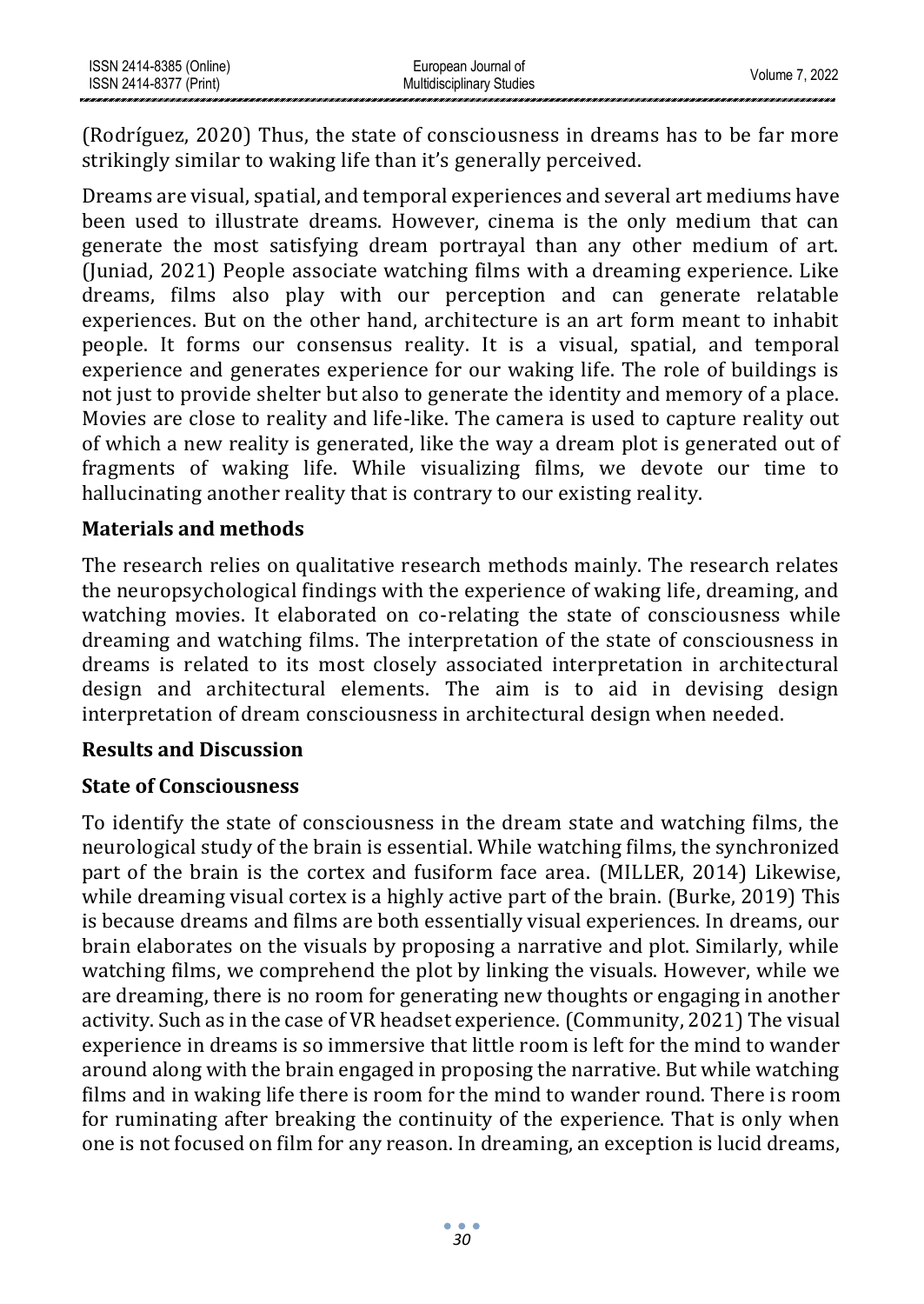(Rodríguez, 2020) Thus, the state of consciousness in dreams has to be far more strikingly similar to waking life than it's generally perceived.

Dreams are visual, spatial, and temporal experiences and several art mediums have been used to illustrate dreams. However, cinema is the only medium that can generate the most satisfying dream portrayal than any other medium of art. (Juniad, 2021) People associate watching films with a dreaming experience. Like dreams, films also play with our perception and can generate relatable experiences. But on the other hand, architecture is an art form meant to inhabit people. It forms our consensus reality. It is a visual, spatial, and temporal experience and generates experience for our waking life. The role of buildings is not just to provide shelter but also to generate the identity and memory of a place. Movies are close to reality and life-like. The camera is used to capture reality out of which a new reality is generated, like the way a dream plot is generated out of fragments of waking life. While visualizing films, we devote our time to hallucinating another reality that is contrary to our existing reality.

## Materials and methods

The research relies on qualitative research methods mainly. The research relates the neuropsychological findings with the experience of waking life, dreaming, and watching movies. It elaborated on co-relating the state of consciousness while dreaming and watching films. The interpretation of the state of consciousness in dreams is related to its most closely associated interpretation in architectural design and architectural elements. The aim is to aid in devising design interpretation of dream consciousness in architectural design when needed.

## Results and Discussion

### State of Consciousness

To identify the state of consciousness in the dream state and watching films, the neurological study of the brain is essential. While watching films, the synchronized part of the brain is the cortex and fusiform face area. (MILLER, 2014) Likewise, while dreaming visual cortex is a highly active part of the brain. (Burke, 2019) This is because dreams and films are both essentially visual experiences. In dreams, our brain elaborates on the visuals by proposing a narrative and plot. Similarly, while watching films, we comprehend the plot by linking the visuals. However, while we are dreaming, there is no room for generating new thoughts or engaging in another activity. Such as in the case of VR headset experience. (Community, 2021) The visual experience in dreams is so immersive that little room is left for the mind to wander around along with the brain engaged in proposing the narrative. But while watching films and in waking life there is room for the mind to wander round. There is room for ruminating after breaking the continuity of the experience. That is only when one is not focused on film for any reason. In dreaming, an exception is lucid dreams,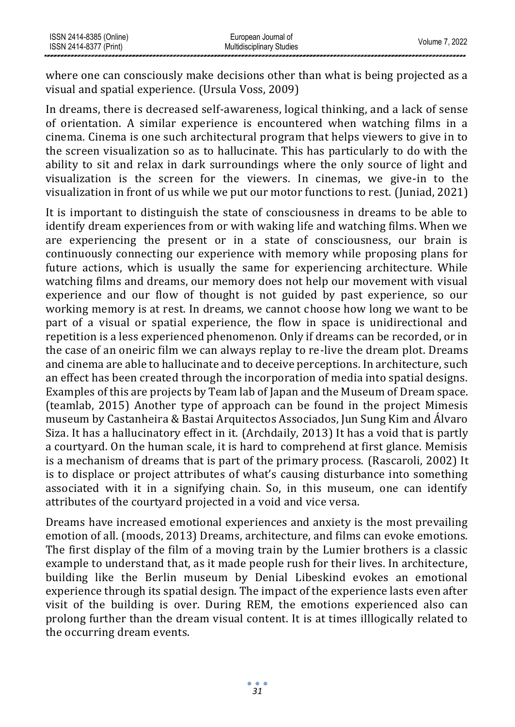where one can consciously make decisions other than what is being projected as a visual and spatial experience. (Ursula Voss, 2009)

In dreams, there is decreased self-awareness, logical thinking, and a lack of sense of orientation. A similar experience is encountered when watching films in a cinema. Cinema is one such architectural program that helps viewers to give in to the screen visualization so as to hallucinate. This has particularly to do with the ability to sit and relax in dark surroundings where the only source of light and visualization is the screen for the viewers. In cinemas, we give-in to the visualization in front of us while we put our motor functions to rest. (Juniad, 2021)

It is important to distinguish the state of consciousness in dreams to be able to identify dream experiences from or with waking life and watching films. When we are experiencing the present or in a state of consciousness, our brain is continuously connecting our experience with memory while proposing plans for future actions, which is usually the same for experiencing architecture. While watching films and dreams, our memory does not help our movement with visual experience and our flow of thought is not guided by past experience, so our working memory is at rest. In dreams, we cannot choose how long we want to be part of a visual or spatial experience, the flow in space is unidirectional and repetition is a less experienced phenomenon. Only if dreams can be recorded, or in the case of an oneiric film we can always replay to re-live the dream plot. Dreams and cinema are able to hallucinate and to deceive perceptions. In architecture, such an effect has been created through the incorporation of media into spatial designs. Examples of this are projects by Team lab of Japan and the Museum of Dream space. (teamlab, 2015) Another type of approach can be found in the project Mimesis museum by Castanheira & Bastai Arquitectos Associados, Jun Sung Kim and Álvaro Siza. It has a hallucinatory effect in it. (Archdaily, 2013) It has a void that is partly a courtyard. On the human scale, it is hard to comprehend at first glance. Memisis is a mechanism of dreams that is part of the primary process. (Rascaroli, 2002) It is to displace or project attributes of what's causing disturbance into something associated with it in a signifying chain. So, in this museum, one can identify attributes of the courtyard projected in a void and vice versa.

Dreams have increased emotional experiences and anxiety is the most prevailing emotion of all. (moods, 2013) Dreams, architecture, and films can evoke emotions. The first display of the film of a moving train by the Lumier brothers is a classic example to understand that, as it made people rush for their lives. In architecture, building like the Berlin museum by Denial Libeskind evokes an emotional experience through its spatial design. The impact of the experience lasts even after visit of the building is over. During REM, the emotions experienced also can prolong further than the dream visual content. It is at times illlogically related to the occurring dream events.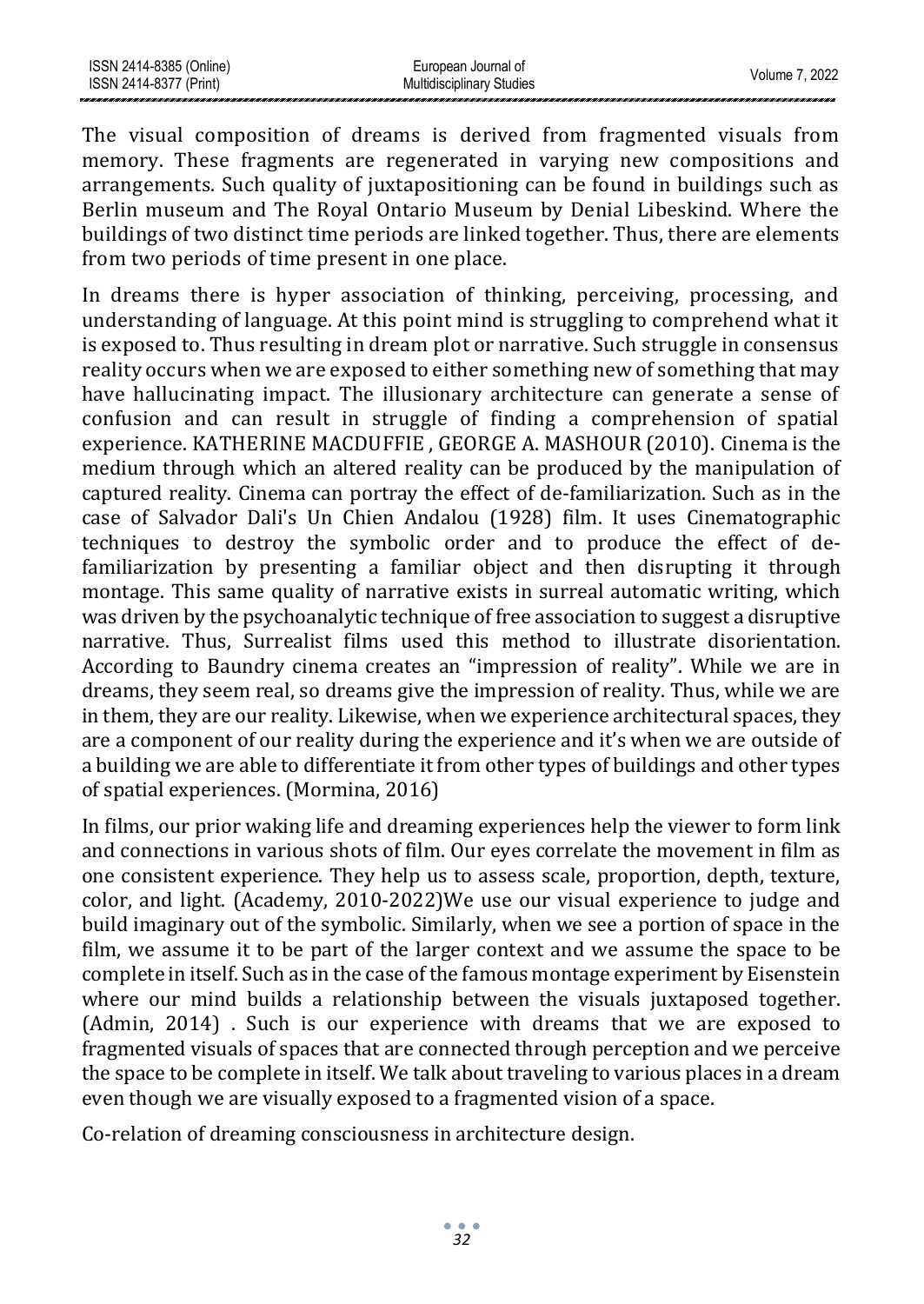The visual composition of dreams is derived from fragmented visuals from memory. These fragments are regenerated in varying new compositions and arrangements. Such quality of juxtapositioning can be found in buildings such as Berlin museum and The Royal Ontario Museum by Denial Libeskind. Where the buildings of two distinct time periods are linked together. Thus, there are elements from two periods of time present in one place.

In dreams there is hyper association of thinking, perceiving, processing, and understanding of language. At this point mind is struggling to comprehend what it is exposed to. Thus resulting in dream plot or narrative. Such struggle in consensus reality occurs when we are exposed to either something new of something that may have hallucinating impact. The illusionary architecture can generate a sense of confusion and can result in struggle of finding a comprehension of spatial experience. KATHERINE MACDUFFIE , GEORGE A. MASHOUR (2010). Cinema is the medium through which an altered reality can be produced by the manipulation of captured reality. Cinema can portray the effect of de-familiarization. Such as in the case of Salvador Dali's Un Chien Andalou (1928) film. It uses Cinematographic techniques to destroy the symbolic order and to produce the effect of de-familiarization by presenting a familiar object and then disrupting it through montage. This same quality of narrative exists in surreal automatic writing, which was driven by the psychoanalytic technique of free association to suggest a disruptive narrative. Thus, Surrealist films used this method to illustrate disorientation. According to Baundry cinema creates an "impression of reality". While we are in dreams, they seem real, so dreams give the impression of reality. Thus, while we are in them, they are our reality. Likewise, when we experience architectural spaces, they are a component of our reality during the experience and it's when we are outside of a building we are able to differentiate it from other types of buildings and other types of spatial experiences. (Mormina, 2016)

In films, our prior waking life and dreaming experiences help the viewer to form link and connections in various shots of film. Our eyes correlate the movement in film as one consistent experience. They help us to assess scale, proportion, depth, texture, color, and light. (Academy, 2010-2022)We use our visual experience to judge and build imaginary out of the symbolic. Similarly, when we see a portion of space in the film, we assume it to be part of the larger context and we assume the space to be complete in itself. Such as in the case of the famous montage experiment by Eisenstein where our mind builds a relationship between the visuals juxtaposed together. (Admin, 2014) . Such is our experience with dreams that we are exposed to fragmented visuals of spaces that are connected through perception and we perceive the space to be complete in itself. We talk about traveling to various places in a dream even though we are visually exposed to a fragmented vision of a space.

Co-relation of dreaming consciousness in architecture design.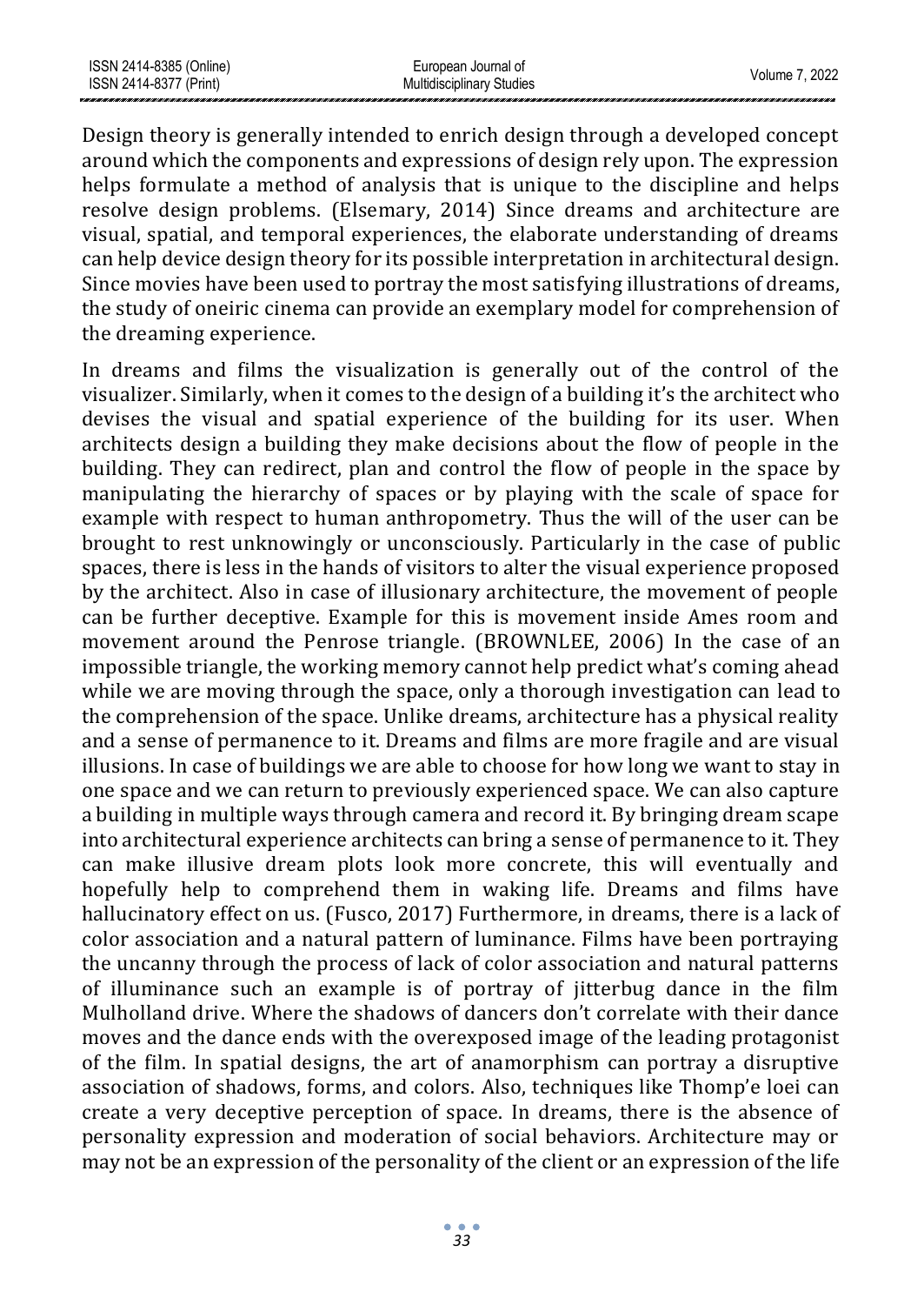Design theory is generally intended to enrich design through a developed concept around which the components and expressions of design rely upon. The expression helps formulate a method of analysis that is unique to the discipline and helps resolve design problems. (Elsemary, 2014) Since dreams and architecture are visual, spatial, and temporal experiences, the elaborate understanding of dreams can help device design theory for its possible interpretation in architectural design. Since movies have been used to portray the most satisfying illustrations of dreams, the study of oneiric cinema can provide an exemplary model for comprehension of the dreaming experience.

In dreams and films the visualization is generally out of the control of the visualizer. Similarly, when it comes to the design of a building it's the architect who devises the visual and spatial experience of the building for its user. When architects design a building they make decisions about the flow of people in the building. They can redirect, plan and control the flow of people in the space by manipulating the hierarchy of spaces or by playing with the scale of space for example with respect to human anthropometry. Thus the will of the user can be brought to rest unknowingly or unconsciously. Particularly in the case of public spaces, there is less in the hands of visitors to alter the visual experience proposed by the architect. Also in case of illusionary architecture, the movement of people can be further deceptive. Example for this is movement inside Ames room and movement around the Penrose triangle. (BROWNLEE, 2006) In the case of an impossible triangle, the working memory cannot help predict what's coming ahead while we are moving through the space, only a thorough investigation can lead to the comprehension of the space. Unlike dreams, architecture has a physical reality and a sense of permanence to it. Dreams and films are more fragile and are visual illusions. In case of buildings we are able to choose for how long we want to stay in one space and we can return to previously experienced space. We can also capture a building in multiple ways through camera and record it. By bringing dream scape into architectural experience architects can bring a sense of permanence to it. They can make illusive dream plots look more concrete, this will eventually and hopefully help to comprehend them in waking life. Dreams and films have hallucinatory effect on us. (Fusco, 2017) Furthermore, in dreams, there is a lack of color association and a natural pattern of luminance. Films have been portraying the uncanny through the process of lack of color association and natural patterns of illuminance such an example is of portray of jitterbug dance in the film Mulholland drive. Where the shadows of dancers don't correlate with their dance moves and the dance ends with the overexposed image of the leading protagonist of the film. In spatial designs, the art of anamorphism can portray a disruptive association of shadows, forms, and colors. Also, techniques like Thomp'e loei can create a very deceptive perception of space. In dreams, there is the absence of personality expression and moderation of social behaviors. Architecture may or may not be an expression of the personality of the client or an expression of the life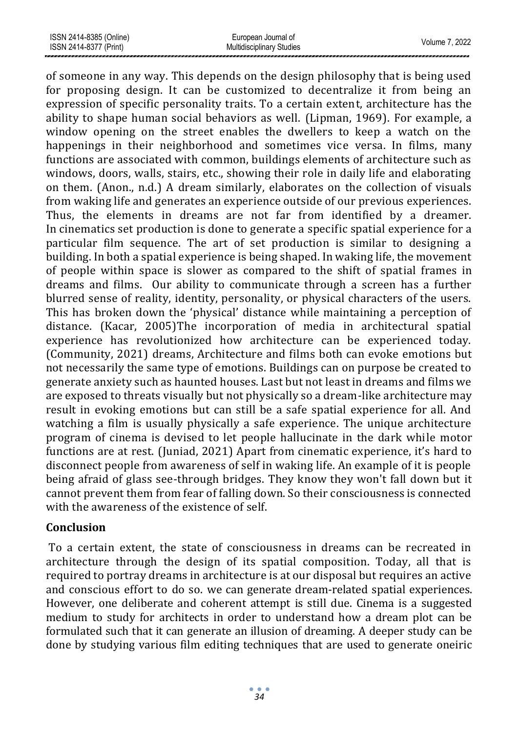of someone in any way. This depends on the design philosophy that is being used for proposing design. It can be customized to decentralize it from being an expression of specific personality traits. To a certain extent, architecture has the ability to shape human social behaviors as well. (Lipman, 1969). For example, a window opening on the street enables the dwellers to keep a watch on the happenings in their neighborhood and sometimes vice versa. In films, many functions are associated with common, buildings elements of architecture such as windows, doors, walls, stairs, etc., showing their role in daily life and elaborating on them. (Anon., n.d.) A dream similarly, elaborates on the collection of visuals from waking life and generates an experience outside of our previous experiences. Thus, the elements in dreams are not far from identified by a dreamer. In cinematics set production is done to generate a specific spatial experience for a particular film sequence. The art of set production is similar to designing a building. In both a spatial experience is being shaped. In waking life, the movement of people within space is slower as compared to the shift of spatial frames in dreams and films. Our ability to communicate through a screen has a further blurred sense of reality, identity, personality, or physical characters of the users. This has broken down the 'physical' distance while maintaining a perception of distance. (Kacar, 2005)The incorporation of media in architectural spatial experience has revolutionized how architecture can be experienced today. (Community, 2021) dreams, Architecture and films both can evoke emotions but not necessarily the same type of emotions. Buildings can on purpose be created to generate anxiety such as haunted houses. Last but not least in dreams and films we are exposed to threats visually but not physically so a dream-like architecture may result in evoking emotions but can still be a safe spatial experience for all. And watching a film is usually physically a safe experience. The unique architecture program of cinema is devised to let people hallucinate in the dark while motor functions are at rest. (Juniad, 2021) Apart from cinematic experience, it's hard to disconnect people from awareness of self in waking life. An example of it is people being afraid of glass see-through bridges. They know they won't fall down but it cannot prevent them from fear of falling down. So their consciousness is connected with the awareness of the existence of self.

## Conclusion

To a certain extent, the state of consciousness in dreams can be recreated in architecture through the design of its spatial composition. Today, all that is required to portray dreams in architecture is at our disposal but requires an active and conscious effort to do so. we can generate dream-related spatial experiences. However, one deliberate and coherent attempt is still due. Cinema is a suggested medium to study for architects in order to understand how a dream plot can be formulated such that it can generate an illusion of dreaming. A deeper study can be done by studying various film editing techniques that are used to generate oneiric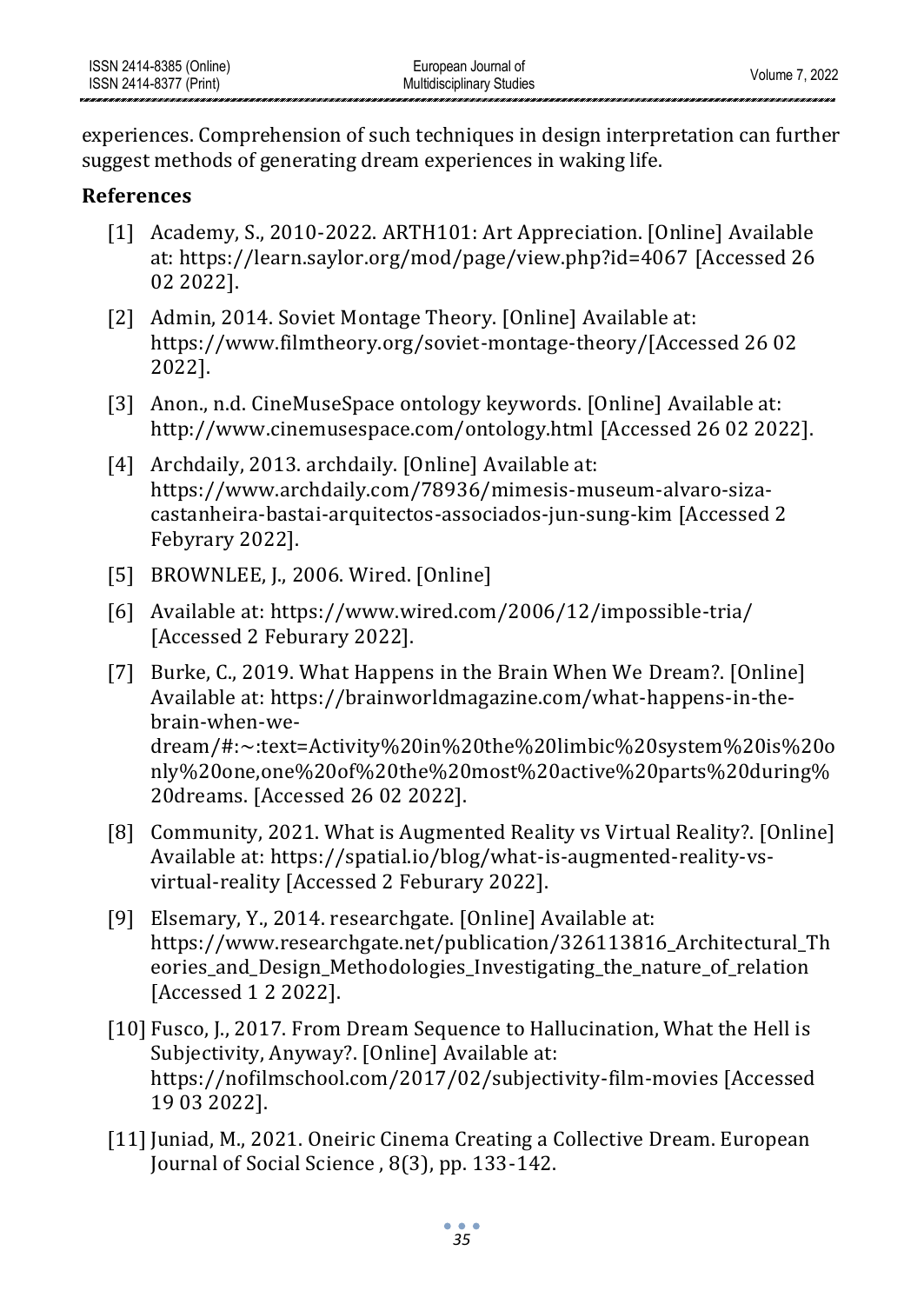experiences. Comprehension of such techniques in design interpretation can further suggest methods of generating dream experiences in waking life.

## References

[1] Academy, S., 2010-2022. ARTH101: Art Appreciation. [Online] Available at: https://learn.saylor.org/mod/page/view.php?id=4067 [Accessed 26 02 2022].

[2] Admin, 2014. Soviet Montage Theory. [Online] Available at: https://www.filmtheory.org/soviet-montage-theory/[Accessed 26 02 2022].

[3] Anon., n.d. CineMuseSpace ontology keywords. [Online] Available at: http://www.cinemusespace.com/ontology.html [Accessed 26 02 2022].

[4] Archdaily, 2013. archdaily. [Online] Available at: https://www.archdaily.com/78936/mimesis-museum-alvaro-siza-castanheira-bastai-arquitectos-associados-jun-sung-kim [Accessed 2 Febyrary 2022].

[5] BROWNLEE, J., 2006. Wired. [Online]

[6] Available at: https://www.wired.com/2006/12/impossible-tria/ [Accessed 2 Feburary 2022].

[7] Burke, C., 2019. What Happens in the Brain When We Dream?. [Online] Available at: https://brainworldmagazine.com/what-happens-in-the-brain-when-we-dream/#:~:text=Activity%20in%20the%20limbic%20system%20is%20only%20one,one%20of%20the%20most%20active%20parts%20during%20dreams. [Accessed 26 02 2022].

[8] Community, 2021. What is Augmented Reality vs Virtual Reality?. [Online] Available at: https://spatial.io/blog/what-is-augmented-reality-vs-virtual-reality [Accessed 2 Feburary 2022].

[9] Elsemary, Y., 2014. researchgate. [Online] Available at: https://www.researchgate.net/publication/326113816_Architectural_Theories_and_Design_Methodologies_Investigating_the_nature_of_relation [Accessed 1 2 2022].

[10] Fusco, J., 2017. From Dream Sequence to Hallucination, What the Hell is Subjectivity, Anyway?. [Online] Available at: https://nofilmschool.com/2017/02/subjectivity-film-movies [Accessed 19 03 2022].

[11] Juniad, M., 2021. Oneiric Cinema Creating a Collective Dream. European Journal of Social Science , 8(3), pp. 133-142.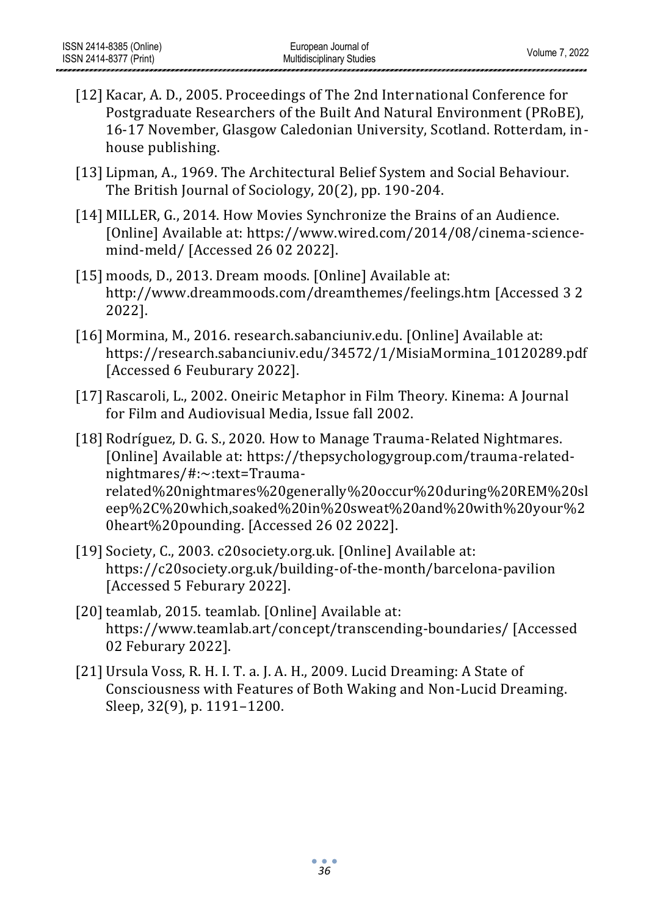[12] Kacar, A. D., 2005. Proceedings of The 2nd International Conference for Postgraduate Researchers of the Built And Natural Environment (PRoBE), 16-17 November, Glasgow Caledonian University, Scotland. Rotterdam, in-house publishing.

[13] Lipman, A., 1969. The Architectural Belief System and Social Behaviour. The British Journal of Sociology, 20(2), pp. 190-204.

[14] MILLER, G., 2014. How Movies Synchronize the Brains of an Audience. [Online] Available at: https://www.wired.com/2014/08/cinema-science-mind-meld/ [Accessed 26 02 2022].

[15] moods, D., 2013. Dream moods. [Online] Available at: http://www.dreammoods.com/dreamthemes/feelings.htm [Accessed 3 2 2022].

[16] Mormina, M., 2016. research.sabanciuniv.edu. [Online] Available at: https://research.sabanciuniv.edu/34572/1/MisiaMormina_10120289.pdf [Accessed 6 Feuburary 2022].

[17] Rascaroli, L., 2002. Oneiric Metaphor in Film Theory. Kinema: A Journal for Film and Audiovisual Media, Issue fall 2002.

[18] Rodríguez, D. G. S., 2020. How to Manage Trauma-Related Nightmares. [Online] Available at: https://thepsychologygroup.com/trauma-related-nightmares/#:~:text=Trauma-related%20nightmares%20generally%20occur%20during%20REM%20sleep%2C%20which,soaked%20in%20sweat%20and%20with%20your%20heart%20pounding. [Accessed 26 02 2022].

[19] Society, C., 2003. c20society.org.uk. [Online] Available at: https://c20society.org.uk/building-of-the-month/barcelona-pavilion [Accessed 5 Feburary 2022].

[20] teamlab, 2015. teamlab. [Online] Available at: https://www.teamlab.art/concept/transcending-boundaries/ [Accessed 02 Feburary 2022].

[21] Ursula Voss, R. H. I. T. a. J. A. H., 2009. Lucid Dreaming: A State of Consciousness with Features of Both Waking and Non-Lucid Dreaming. Sleep, 32(9), p. 1191–1200.